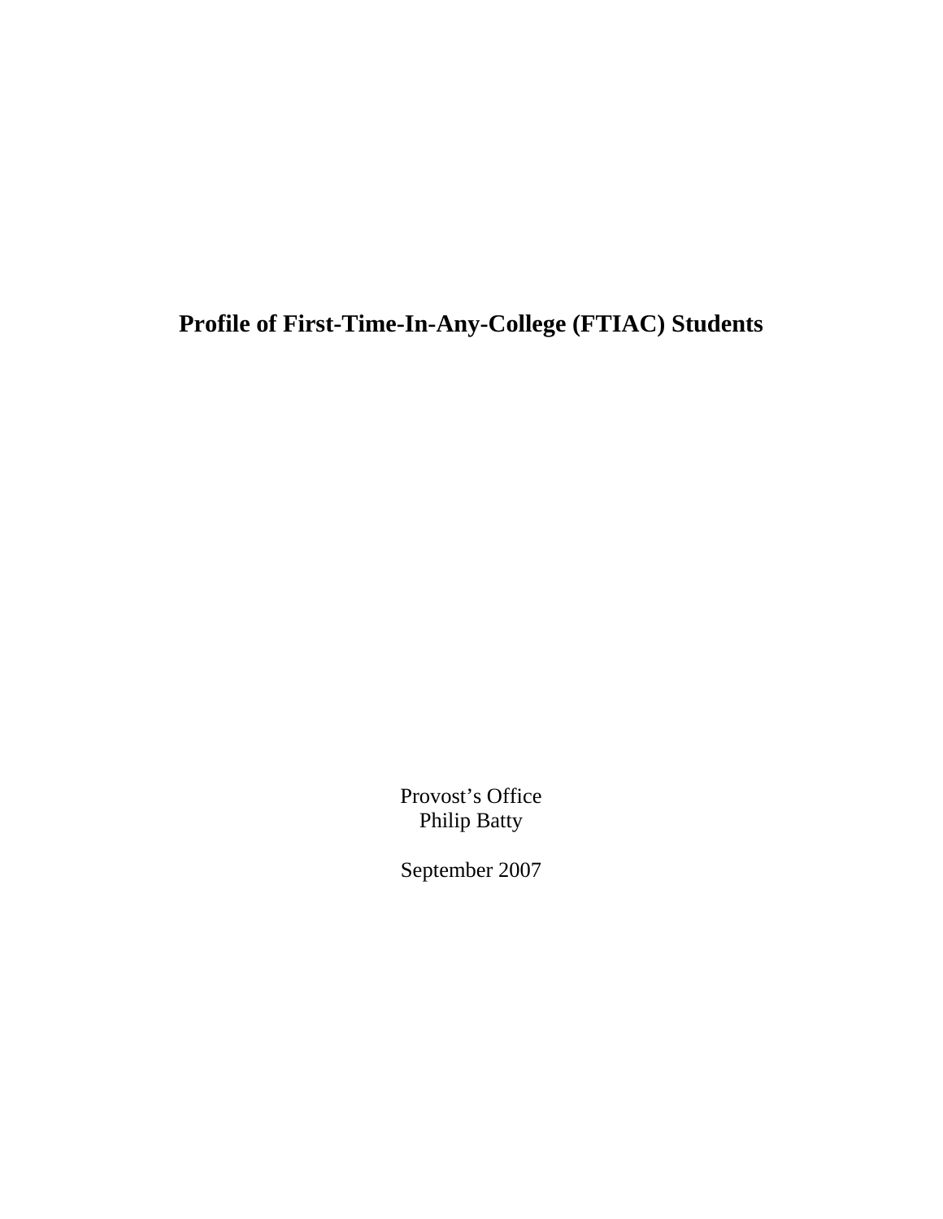# Profile of First-Time-In-Any-College (FTIAC) Students

Provost's Office
Philip Batty

September 2007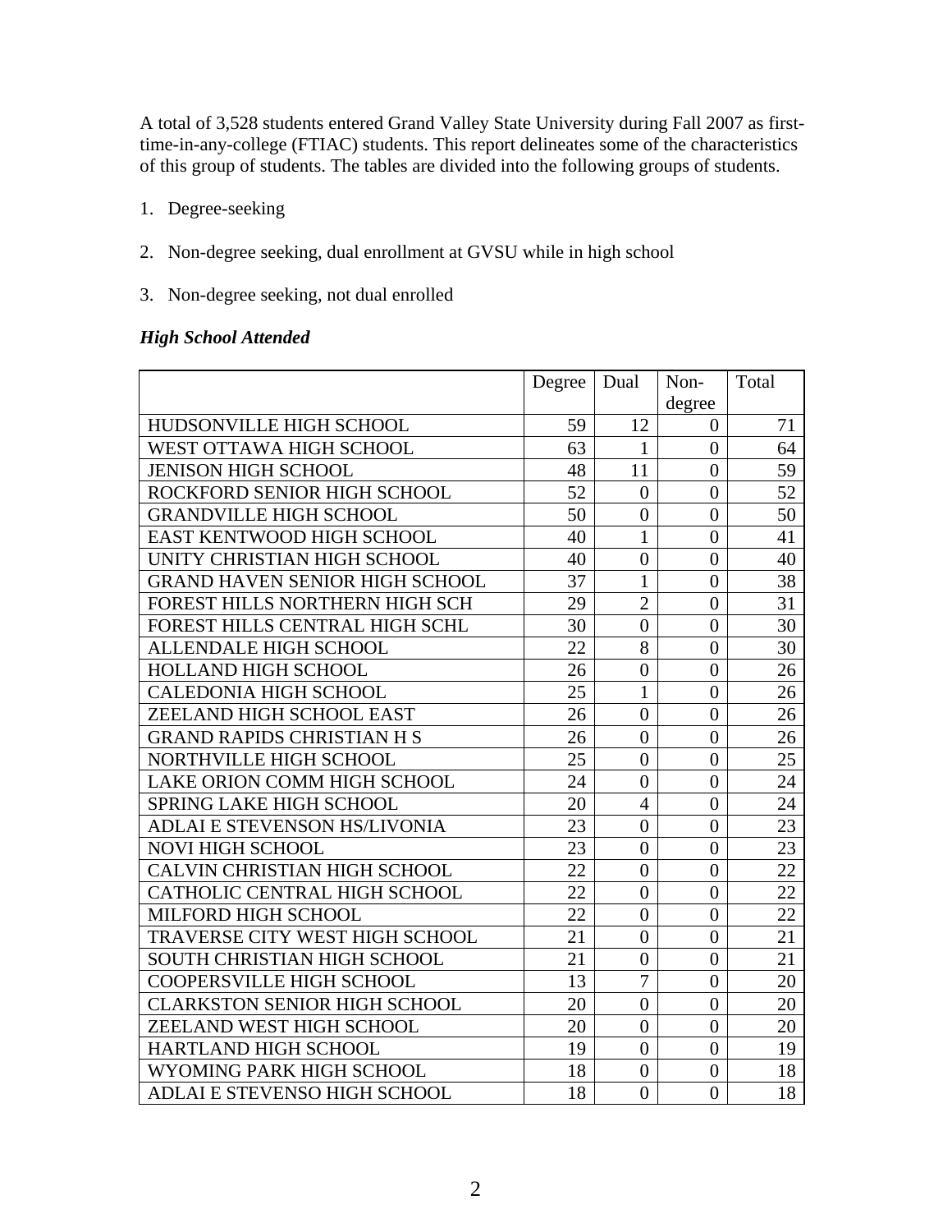A total of 3,528 students entered Grand Valley State University during Fall 2007 as first-time-in-any-college (FTIAC) students. This report delineates some of the characteristics of this group of students. The tables are divided into the following groups of students.

1. Degree-seeking
2. Non-degree seeking, dual enrollment at GVSU while in high school
3. Non-degree seeking, not dual enrolled

***High School Attended***

| | Degree | Dual | Non-degree | Total |
|---|---|---|---|---|
| HUDSONVILLE HIGH SCHOOL | 59 | 12 | 0 | 71 |
| WEST OTTAWA HIGH SCHOOL | 63 | 1 | 0 | 64 |
| JENISON HIGH SCHOOL | 48 | 11 | 0 | 59 |
| ROCKFORD SENIOR HIGH SCHOOL | 52 | 0 | 0 | 52 |
| GRANDVILLE HIGH SCHOOL | 50 | 0 | 0 | 50 |
| EAST KENTWOOD HIGH SCHOOL | 40 | 1 | 0 | 41 |
| UNITY CHRISTIAN HIGH SCHOOL | 40 | 0 | 0 | 40 |
| GRAND HAVEN SENIOR HIGH SCHOOL | 37 | 1 | 0 | 38 |
| FOREST HILLS NORTHERN HIGH SCH | 29 | 2 | 0 | 31 |
| FOREST HILLS CENTRAL HIGH SCHL | 30 | 0 | 0 | 30 |
| ALLENDALE HIGH SCHOOL | 22 | 8 | 0 | 30 |
| HOLLAND HIGH SCHOOL | 26 | 0 | 0 | 26 |
| CALEDONIA HIGH SCHOOL | 25 | 1 | 0 | 26 |
| ZEELAND HIGH SCHOOL EAST | 26 | 0 | 0 | 26 |
| GRAND RAPIDS CHRISTIAN H S | 26 | 0 | 0 | 26 |
| NORTHVILLE HIGH SCHOOL | 25 | 0 | 0 | 25 |
| LAKE ORION COMM HIGH SCHOOL | 24 | 0 | 0 | 24 |
| SPRING LAKE HIGH SCHOOL | 20 | 4 | 0 | 24 |
| ADLAI E STEVENSON HS/LIVONIA | 23 | 0 | 0 | 23 |
| NOVI HIGH SCHOOL | 23 | 0 | 0 | 23 |
| CALVIN CHRISTIAN HIGH SCHOOL | 22 | 0 | 0 | 22 |
| CATHOLIC CENTRAL HIGH SCHOOL | 22 | 0 | 0 | 22 |
| MILFORD HIGH SCHOOL | 22 | 0 | 0 | 22 |
| TRAVERSE CITY WEST HIGH SCHOOL | 21 | 0 | 0 | 21 |
| SOUTH CHRISTIAN HIGH SCHOOL | 21 | 0 | 0 | 21 |
| COOPERSVILLE HIGH SCHOOL | 13 | 7 | 0 | 20 |
| CLARKSTON SENIOR HIGH SCHOOL | 20 | 0 | 0 | 20 |
| ZEELAND WEST HIGH SCHOOL | 20 | 0 | 0 | 20 |
| HARTLAND HIGH SCHOOL | 19 | 0 | 0 | 19 |
| WYOMING PARK HIGH SCHOOL | 18 | 0 | 0 | 18 |
| ADLAI E STEVENSO HIGH SCHOOL | 18 | 0 | 0 | 18 |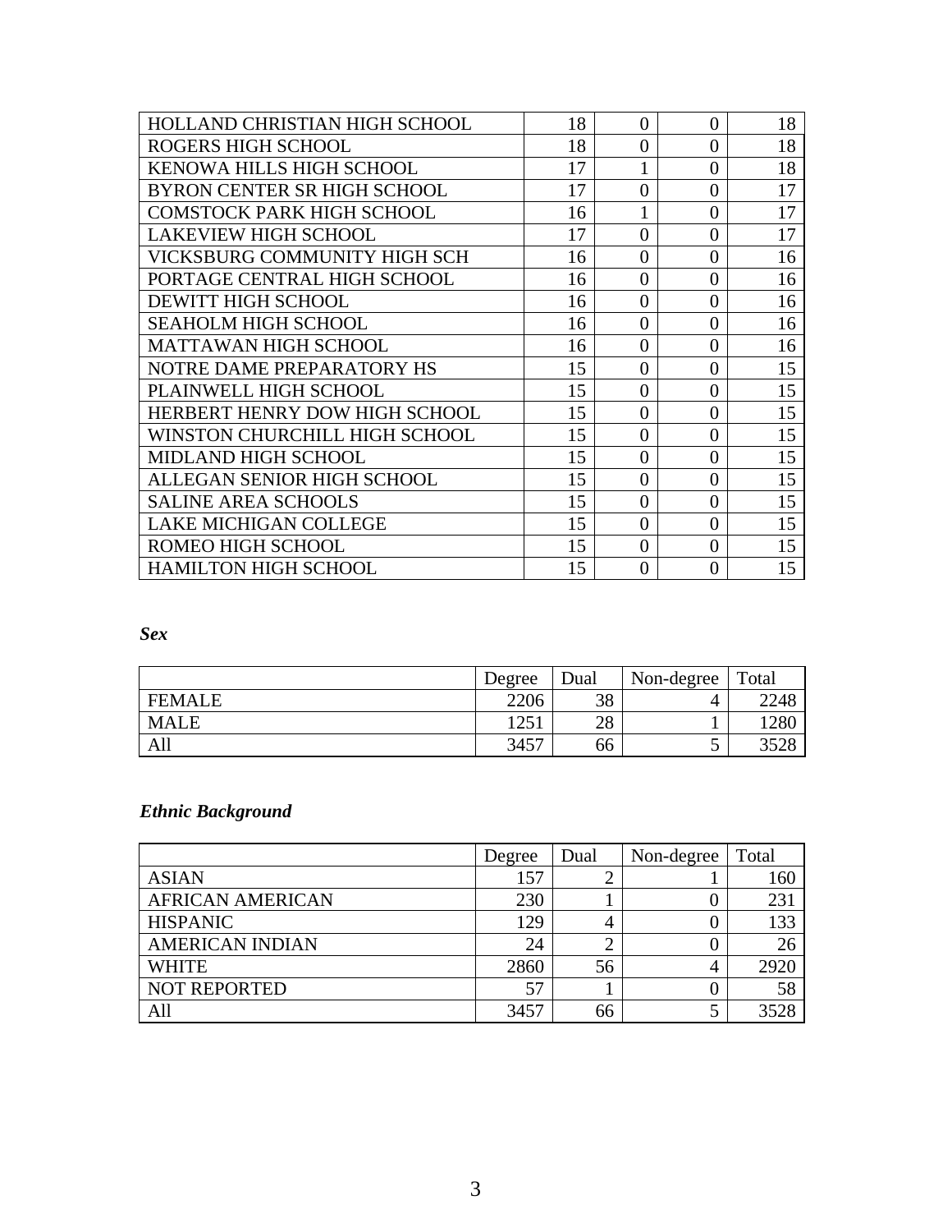| HOLLAND CHRISTIAN HIGH SCHOOL | 18 | 0 | 0 | 18 |
|---|---|---|---|---|
| ROGERS HIGH SCHOOL | 18 | 0 | 0 | 18 |
| KENOWA HILLS HIGH SCHOOL | 17 | 1 | 0 | 18 |
| BYRON CENTER SR HIGH SCHOOL | 17 | 0 | 0 | 17 |
| COMSTOCK PARK HIGH SCHOOL | 16 | 1 | 0 | 17 |
| LAKEVIEW HIGH SCHOOL | 17 | 0 | 0 | 17 |
| VICKSBURG COMMUNITY HIGH SCH | 16 | 0 | 0 | 16 |
| PORTAGE CENTRAL HIGH SCHOOL | 16 | 0 | 0 | 16 |
| DEWITT HIGH SCHOOL | 16 | 0 | 0 | 16 |
| SEAHOLM HIGH SCHOOL | 16 | 0 | 0 | 16 |
| MATTAWAN HIGH SCHOOL | 16 | 0 | 0 | 16 |
| NOTRE DAME PREPARATORY HS | 15 | 0 | 0 | 15 |
| PLAINWELL HIGH SCHOOL | 15 | 0 | 0 | 15 |
| HERBERT HENRY DOW HIGH SCHOOL | 15 | 0 | 0 | 15 |
| WINSTON CHURCHILL HIGH SCHOOL | 15 | 0 | 0 | 15 |
| MIDLAND HIGH SCHOOL | 15 | 0 | 0 | 15 |
| ALLEGAN SENIOR HIGH SCHOOL | 15 | 0 | 0 | 15 |
| SALINE AREA SCHOOLS | 15 | 0 | 0 | 15 |
| LAKE MICHIGAN COLLEGE | 15 | 0 | 0 | 15 |
| ROMEO HIGH SCHOOL | 15 | 0 | 0 | 15 |
| HAMILTON HIGH SCHOOL | 15 | 0 | 0 | 15 |

***Sex***

| | Degree | Dual | Non-degree | Total |
|---|---|---|---|---|
| FEMALE | 2206 | 38 | 4 | 2248 |
| MALE | 1251 | 28 | 1 | 1280 |
| All | 3457 | 66 | 5 | 3528 |

***Ethnic Background***

| | Degree | Dual | Non-degree | Total |
|---|---|---|---|---|
| ASIAN | 157 | 2 | 1 | 160 |
| AFRICAN AMERICAN | 230 | 1 | 0 | 231 |
| HISPANIC | 129 | 4 | 0 | 133 |
| AMERICAN INDIAN | 24 | 2 | 0 | 26 |
| WHITE | 2860 | 56 | 4 | 2920 |
| NOT REPORTED | 57 | 1 | 0 | 58 |
| All | 3457 | 66 | 5 | 3528 |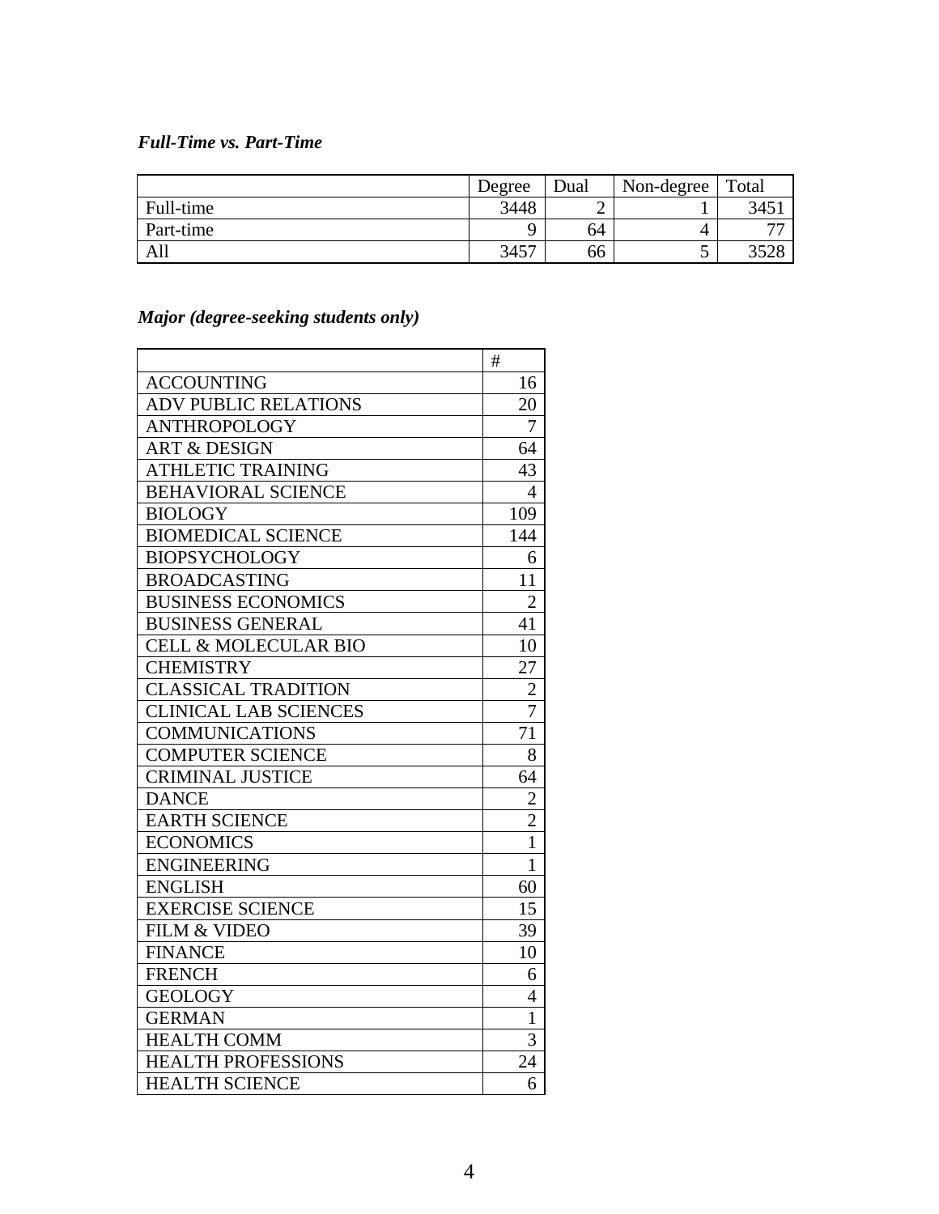***Full-Time vs. Part-Time***

| | Degree | Dual | Non-degree | Total |
|---|---|---|---|---|
| Full-time | 3448 | 2 | 1 | 3451 |
| Part-time | 9 | 64 | 4 | 77 |
| All | 3457 | 66 | 5 | 3528 |

***Major (degree-seeking students only)***

| | # |
|---|---|
| ACCOUNTING | 16 |
| ADV PUBLIC RELATIONS | 20 |
| ANTHROPOLOGY | 7 |
| ART & DESIGN | 64 |
| ATHLETIC TRAINING | 43 |
| BEHAVIORAL SCIENCE | 4 |
| BIOLOGY | 109 |
| BIOMEDICAL SCIENCE | 144 |
| BIOPSYCHOLOGY | 6 |
| BROADCASTING | 11 |
| BUSINESS ECONOMICS | 2 |
| BUSINESS GENERAL | 41 |
| CELL & MOLECULAR BIO | 10 |
| CHEMISTRY | 27 |
| CLASSICAL TRADITION | 2 |
| CLINICAL LAB SCIENCES | 7 |
| COMMUNICATIONS | 71 |
| COMPUTER SCIENCE | 8 |
| CRIMINAL JUSTICE | 64 |
| DANCE | 2 |
| EARTH SCIENCE | 2 |
| ECONOMICS | 1 |
| ENGINEERING | 1 |
| ENGLISH | 60 |
| EXERCISE SCIENCE | 15 |
| FILM & VIDEO | 39 |
| FINANCE | 10 |
| FRENCH | 6 |
| GEOLOGY | 4 |
| GERMAN | 1 |
| HEALTH COMM | 3 |
| HEALTH PROFESSIONS | 24 |
| HEALTH SCIENCE | 6 |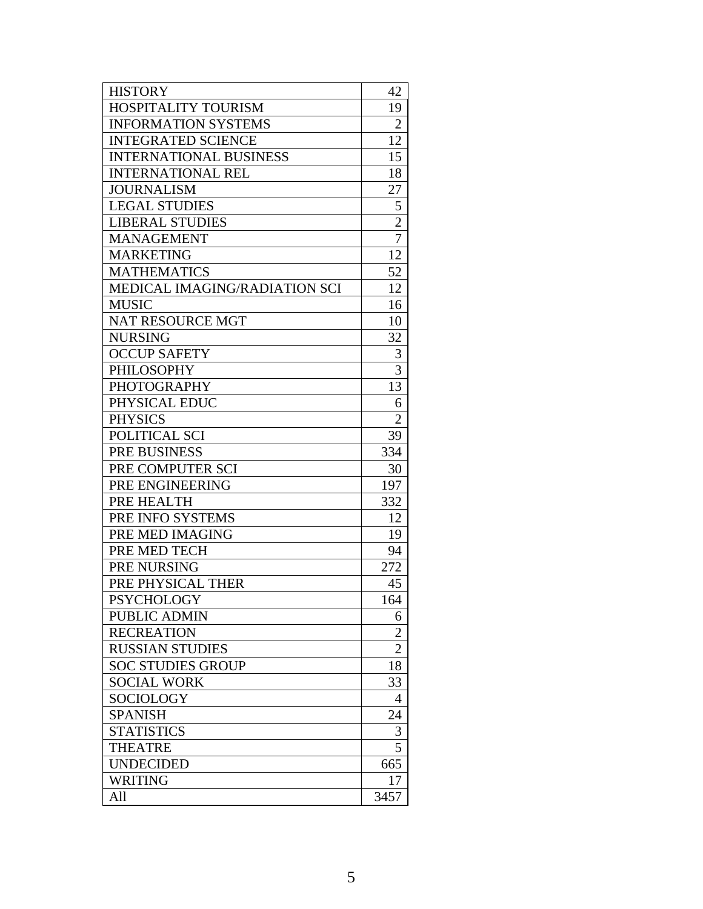| HISTORY | 42 |
|---|---|
| HOSPITALITY TOURISM | 19 |
| INFORMATION SYSTEMS | 2 |
| INTEGRATED SCIENCE | 12 |
| INTERNATIONAL BUSINESS | 15 |
| INTERNATIONAL REL | 18 |
| JOURNALISM | 27 |
| LEGAL STUDIES | 5 |
| LIBERAL STUDIES | 2 |
| MANAGEMENT | 7 |
| MARKETING | 12 |
| MATHEMATICS | 52 |
| MEDICAL IMAGING/RADIATION SCI | 12 |
| MUSIC | 16 |
| NAT RESOURCE MGT | 10 |
| NURSING | 32 |
| OCCUP SAFETY | 3 |
| PHILOSOPHY | 3 |
| PHOTOGRAPHY | 13 |
| PHYSICAL EDUC | 6 |
| PHYSICS | 2 |
| POLITICAL SCI | 39 |
| PRE BUSINESS | 334 |
| PRE COMPUTER SCI | 30 |
| PRE ENGINEERING | 197 |
| PRE HEALTH | 332 |
| PRE INFO SYSTEMS | 12 |
| PRE MED IMAGING | 19 |
| PRE MED TECH | 94 |
| PRE NURSING | 272 |
| PRE PHYSICAL THER | 45 |
| PSYCHOLOGY | 164 |
| PUBLIC ADMIN | 6 |
| RECREATION | 2 |
| RUSSIAN STUDIES | 2 |
| SOC STUDIES GROUP | 18 |
| SOCIAL WORK | 33 |
| SOCIOLOGY | 4 |
| SPANISH | 24 |
| STATISTICS | 3 |
| THEATRE | 5 |
| UNDECIDED | 665 |
| WRITING | 17 |
| All | 3457 |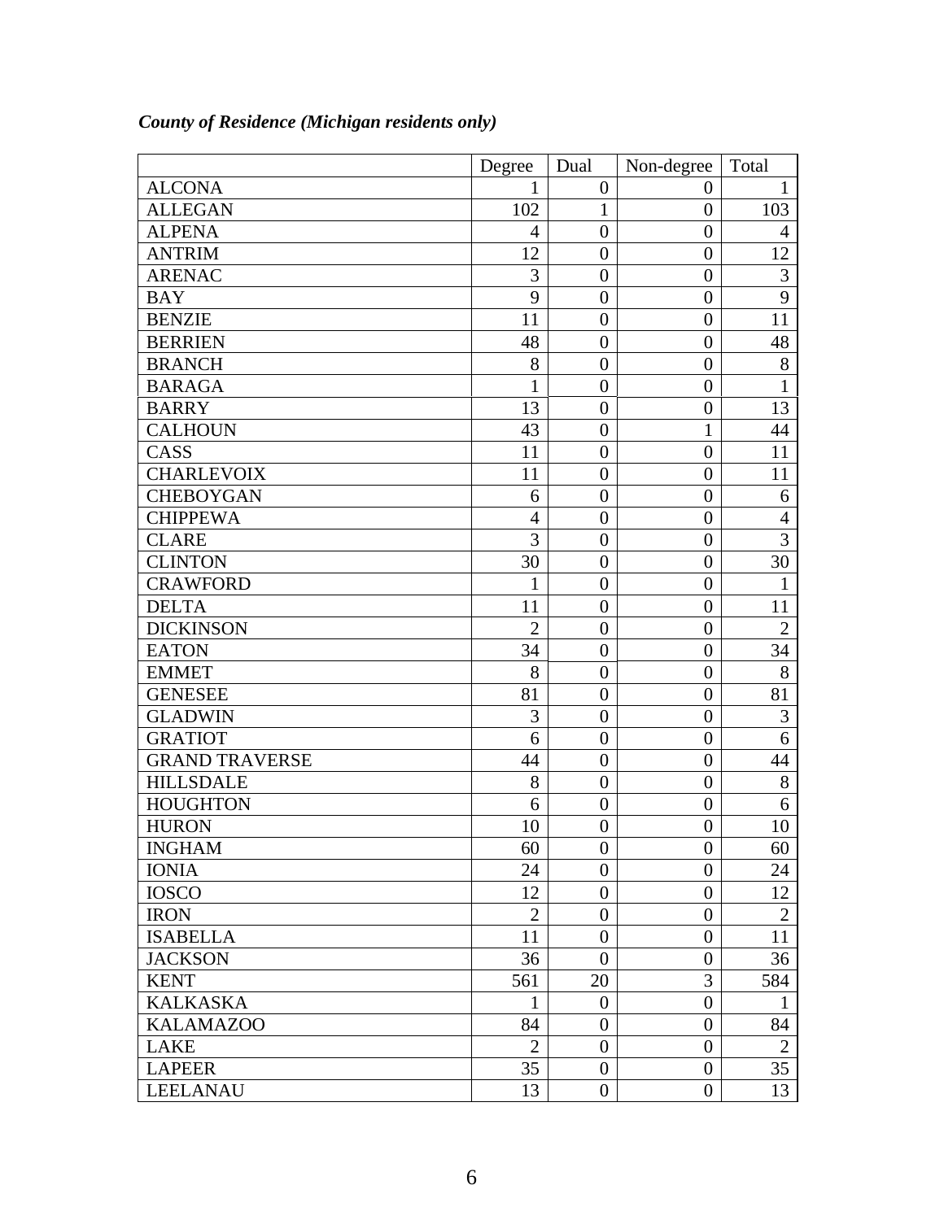***County of Residence (Michigan residents only)***

| | Degree | Dual | Non-degree | Total |
|---|---|---|---|---|
| ALCONA | 1 | 0 | 0 | 1 |
| ALLEGAN | 102 | 1 | 0 | 103 |
| ALPENA | 4 | 0 | 0 | 4 |
| ANTRIM | 12 | 0 | 0 | 12 |
| ARENAC | 3 | 0 | 0 | 3 |
| BAY | 9 | 0 | 0 | 9 |
| BENZIE | 11 | 0 | 0 | 11 |
| BERRIEN | 48 | 0 | 0 | 48 |
| BRANCH | 8 | 0 | 0 | 8 |
| BARAGA | 1 | 0 | 0 | 1 |
| BARRY | 13 | 0 | 0 | 13 |
| CALHOUN | 43 | 0 | 1 | 44 |
| CASS | 11 | 0 | 0 | 11 |
| CHARLEVOIX | 11 | 0 | 0 | 11 |
| CHEBOYGAN | 6 | 0 | 0 | 6 |
| CHIPPEWA | 4 | 0 | 0 | 4 |
| CLARE | 3 | 0 | 0 | 3 |
| CLINTON | 30 | 0 | 0 | 30 |
| CRAWFORD | 1 | 0 | 0 | 1 |
| DELTA | 11 | 0 | 0 | 11 |
| DICKINSON | 2 | 0 | 0 | 2 |
| EATON | 34 | 0 | 0 | 34 |
| EMMET | 8 | 0 | 0 | 8 |
| GENESEE | 81 | 0 | 0 | 81 |
| GLADWIN | 3 | 0 | 0 | 3 |
| GRATIOT | 6 | 0 | 0 | 6 |
| GRAND TRAVERSE | 44 | 0 | 0 | 44 |
| HILLSDALE | 8 | 0 | 0 | 8 |
| HOUGHTON | 6 | 0 | 0 | 6 |
| HURON | 10 | 0 | 0 | 10 |
| INGHAM | 60 | 0 | 0 | 60 |
| IONIA | 24 | 0 | 0 | 24 |
| IOSCO | 12 | 0 | 0 | 12 |
| IRON | 2 | 0 | 0 | 2 |
| ISABELLA | 11 | 0 | 0 | 11 |
| JACKSON | 36 | 0 | 0 | 36 |
| KENT | 561 | 20 | 3 | 584 |
| KALKASKA | 1 | 0 | 0 | 1 |
| KALAMAZOO | 84 | 0 | 0 | 84 |
| LAKE | 2 | 0 | 0 | 2 |
| LAPEER | 35 | 0 | 0 | 35 |
| LEELANAU | 13 | 0 | 0 | 13 |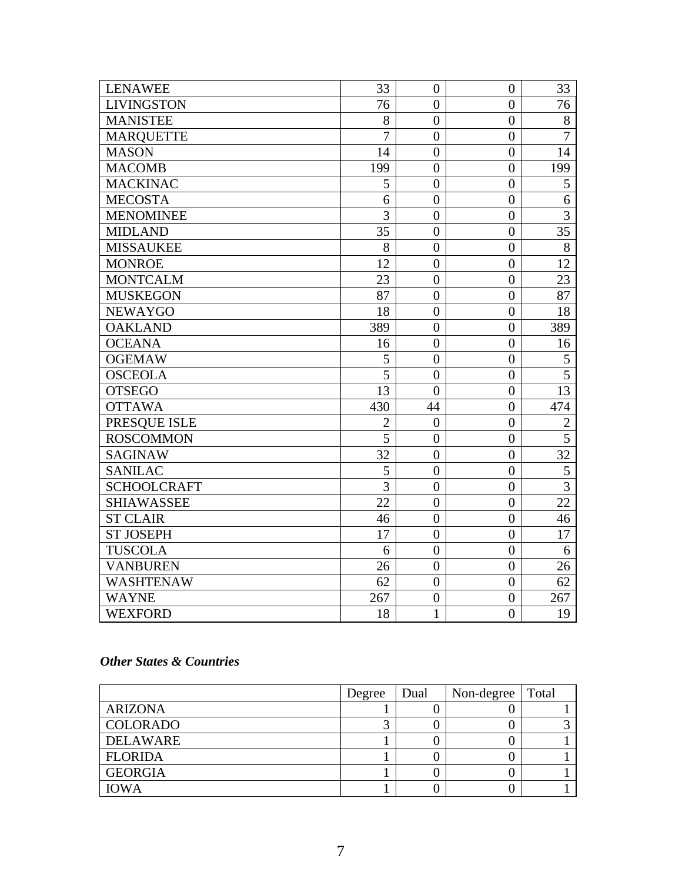| LENAWEE | 33 | 0 | 0 | 33 |
|---|---|---|---|---|
| LIVINGSTON | 76 | 0 | 0 | 76 |
| MANISTEE | 8 | 0 | 0 | 8 |
| MARQUETTE | 7 | 0 | 0 | 7 |
| MASON | 14 | 0 | 0 | 14 |
| MACOMB | 199 | 0 | 0 | 199 |
| MACKINAC | 5 | 0 | 0 | 5 |
| MECOSTA | 6 | 0 | 0 | 6 |
| MENOMINEE | 3 | 0 | 0 | 3 |
| MIDLAND | 35 | 0 | 0 | 35 |
| MISSAUKEE | 8 | 0 | 0 | 8 |
| MONROE | 12 | 0 | 0 | 12 |
| MONTCALM | 23 | 0 | 0 | 23 |
| MUSKEGON | 87 | 0 | 0 | 87 |
| NEWAYGO | 18 | 0 | 0 | 18 |
| OAKLAND | 389 | 0 | 0 | 389 |
| OCEANA | 16 | 0 | 0 | 16 |
| OGEMAW | 5 | 0 | 0 | 5 |
| OSCEOLA | 5 | 0 | 0 | 5 |
| OTSEGO | 13 | 0 | 0 | 13 |
| OTTAWA | 430 | 44 | 0 | 474 |
| PRESQUE ISLE | 2 | 0 | 0 | 2 |
| ROSCOMMON | 5 | 0 | 0 | 5 |
| SAGINAW | 32 | 0 | 0 | 32 |
| SANILAC | 5 | 0 | 0 | 5 |
| SCHOOLCRAFT | 3 | 0 | 0 | 3 |
| SHIAWASSEE | 22 | 0 | 0 | 22 |
| ST CLAIR | 46 | 0 | 0 | 46 |
| ST JOSEPH | 17 | 0 | 0 | 17 |
| TUSCOLA | 6 | 0 | 0 | 6 |
| VANBUREN | 26 | 0 | 0 | 26 |
| WASHTENAW | 62 | 0 | 0 | 62 |
| WAYNE | 267 | 0 | 0 | 267 |
| WEXFORD | 18 | 1 | 0 | 19 |

***Other States & Countries***

| | Degree | Dual | Non-degree | Total |
|---|---|---|---|---|
| ARIZONA | 1 | 0 | 0 | 1 |
| COLORADO | 3 | 0 | 0 | 3 |
| DELAWARE | 1 | 0 | 0 | 1 |
| FLORIDA | 1 | 0 | 0 | 1 |
| GEORGIA | 1 | 0 | 0 | 1 |
| IOWA | 1 | 0 | 0 | 1 |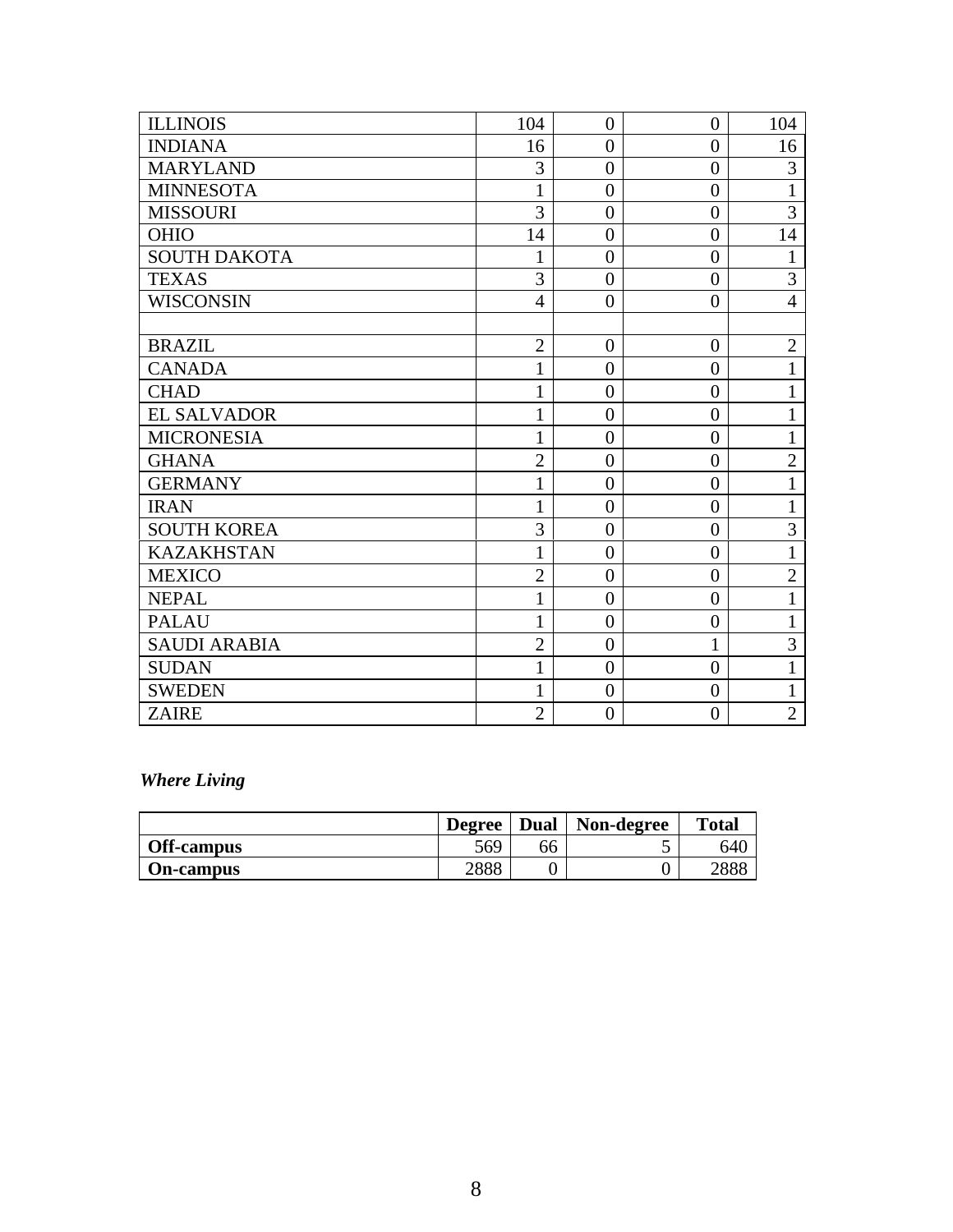| | | | | |
|---|---|---|---|---|
| ILLINOIS | 104 | 0 | 0 | 104 |
| INDIANA | 16 | 0 | 0 | 16 |
| MARYLAND | 3 | 0 | 0 | 3 |
| MINNESOTA | 1 | 0 | 0 | 1 |
| MISSOURI | 3 | 0 | 0 | 3 |
| OHIO | 14 | 0 | 0 | 14 |
| SOUTH DAKOTA | 1 | 0 | 0 | 1 |
| TEXAS | 3 | 0 | 0 | 3 |
| WISCONSIN | 4 | 0 | 0 | 4 |
| | | | | |
| BRAZIL | 2 | 0 | 0 | 2 |
| CANADA | 1 | 0 | 0 | 1 |
| CHAD | 1 | 0 | 0 | 1 |
| EL SALVADOR | 1 | 0 | 0 | 1 |
| MICRONESIA | 1 | 0 | 0 | 1 |
| GHANA | 2 | 0 | 0 | 2 |
| GERMANY | 1 | 0 | 0 | 1 |
| IRAN | 1 | 0 | 0 | 1 |
| SOUTH KOREA | 3 | 0 | 0 | 3 |
| KAZAKHSTAN | 1 | 0 | 0 | 1 |
| MEXICO | 2 | 0 | 0 | 2 |
| NEPAL | 1 | 0 | 0 | 1 |
| PALAU | 1 | 0 | 0 | 1 |
| SAUDI ARABIA | 2 | 0 | 1 | 3 |
| SUDAN | 1 | 0 | 0 | 1 |
| SWEDEN | 1 | 0 | 0 | 1 |
| ZAIRE | 2 | 0 | 0 | 2 |

***Where Living***

| | Degree | Dual | Non-degree | Total |
|---|---|---|---|---|
| **Off-campus** | 569 | 66 | 5 | 640 |
| **On-campus** | 2888 | 0 | 0 | 2888 |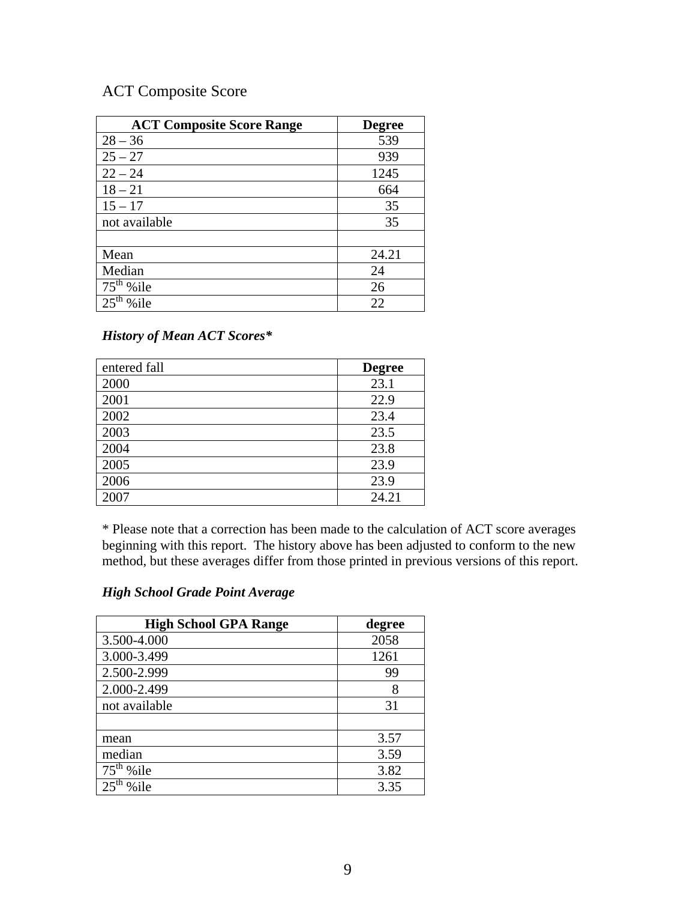## ACT Composite Score

| ACT Composite Score Range | Degree |
|---|---|
| 28 – 36 | 539 |
| 25 – 27 | 939 |
| 22 – 24 | 1245 |
| 18 – 21 | 664 |
| 15 – 17 | 35 |
| not available | 35 |
| | |
| Mean | 24.21 |
| Median | 24 |
| 75th %ile | 26 |
| 25th %ile | 22 |

### *History of Mean ACT Scores**

| entered fall | Degree |
|---|---|
| 2000 | 23.1 |
| 2001 | 22.9 |
| 2002 | 23.4 |
| 2003 | 23.5 |
| 2004 | 23.8 |
| 2005 | 23.9 |
| 2006 | 23.9 |
| 2007 | 24.21 |

* Please note that a correction has been made to the calculation of ACT score averages beginning with this report. The history above has been adjusted to conform to the new method, but these averages differ from those printed in previous versions of this report.

### *High School Grade Point Average*

| High School GPA Range | degree |
|---|---|
| 3.500-4.000 | 2058 |
| 3.000-3.499 | 1261 |
| 2.500-2.999 | 99 |
| 2.000-2.499 | 8 |
| not available | 31 |
| | |
| mean | 3.57 |
| median | 3.59 |
| 75th %ile | 3.82 |
| 25th %ile | 3.35 |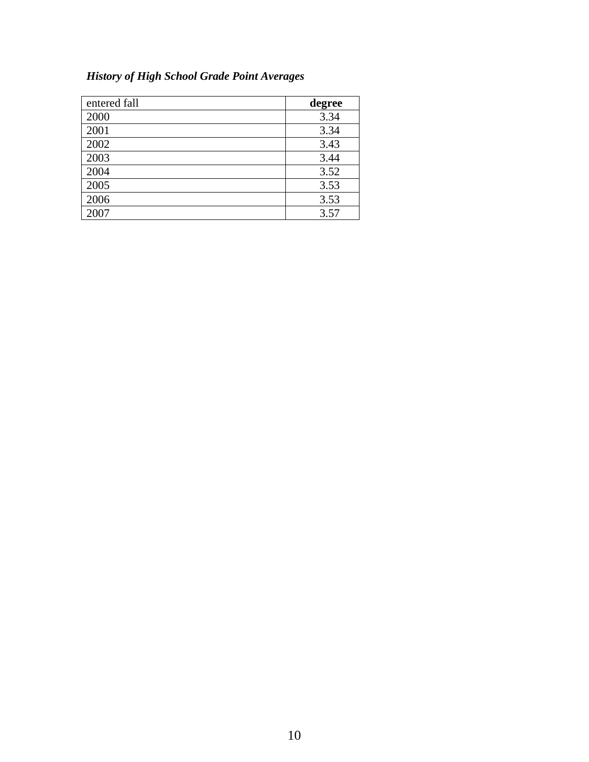*History of High School Grade Point Averages*

| entered fall | **degree** |
|---|---|
| 2000 | 3.34 |
| 2001 | 3.34 |
| 2002 | 3.43 |
| 2003 | 3.44 |
| 2004 | 3.52 |
| 2005 | 3.53 |
| 2006 | 3.53 |
| 2007 | 3.57 |